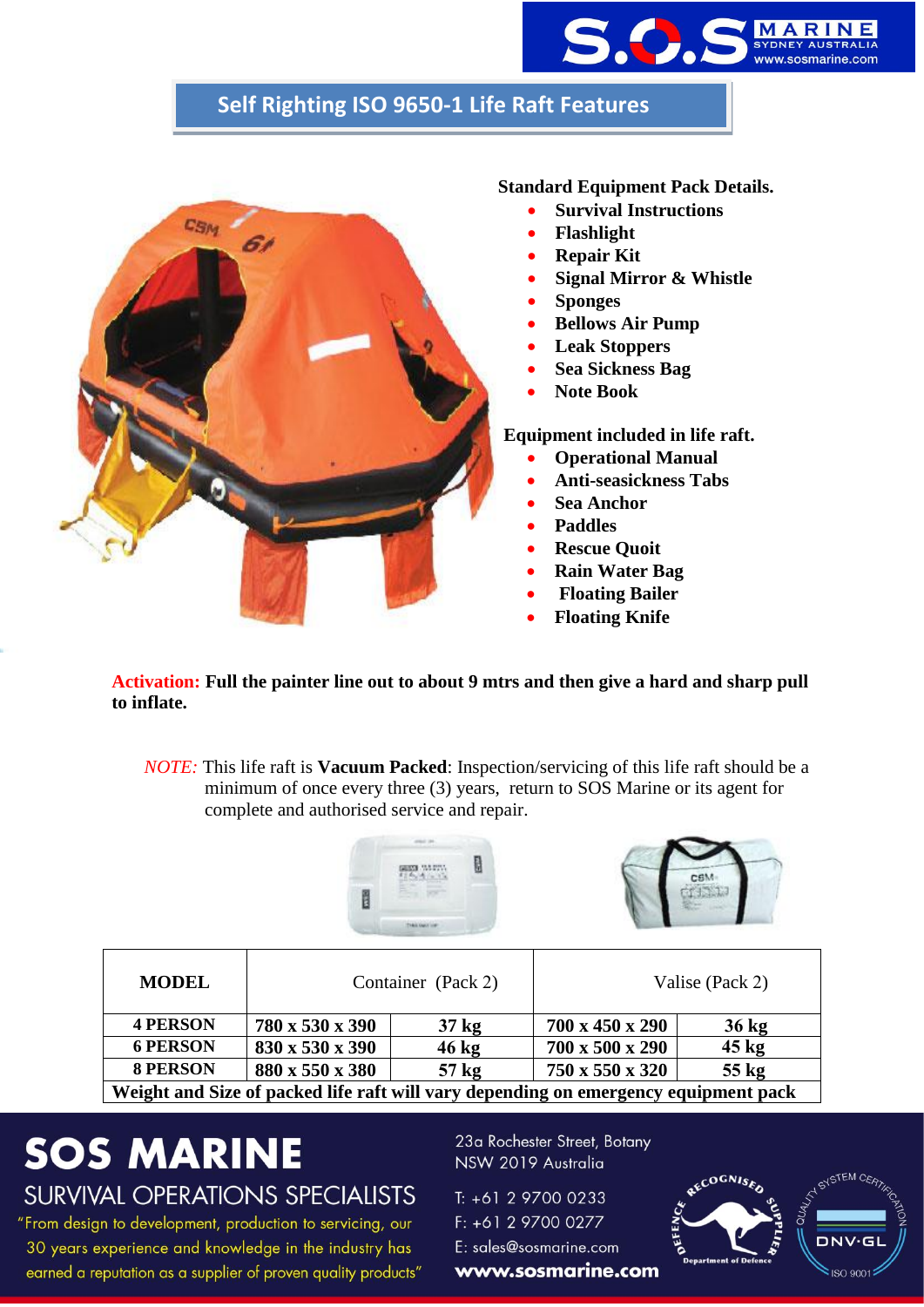S.O.S MARINE SYDNEY AUSTRALIA www.sosmarine.com

# Self Righting ISO 9650-1 Life Raft Features

**Standard Equipment Pack Details.**

- **Survival Instructions**
- **Flashlight**
- **Repair Kit**
- **Signal Mirror & Whistle**
- **Sponges**
- **Bellows Air Pump**
- **Leak Stoppers**
- **Sea Sickness Bag**
- **Note Book**

**Equipment included in life raft.**

- **Operational Manual**
- **Anti-seasickness Tabs**
- **Sea Anchor**
- **Paddles**
- **Rescue Quoit**
- **Rain Water Bag**
- **Floating Bailer**
- **Floating Knife**

**Activation: Full the painter line out to about 9 mtrs and then give a hard and sharp pull to inflate.**

*NOTE:* This life raft is **Vacuum Packed**: Inspection/servicing of this life raft should be a minimum of once every three (3) years, return to SOS Marine or its agent for complete and authorised service and repair.

| MODEL | Container (Pack 2) | | Valise (Pack 2) | |
|---|---|---|---|---|
| **4 PERSON** | **780 x 530 x 390** | **37 kg** | **700 x 450 x 290** | **36 kg** |
| **6 PERSON** | **830 x 530 x 390** | **46 kg** | **700 x 500 x 290** | **45 kg** |
| **8 PERSON** | **880 x 550 x 380** | **57 kg** | **750 x 550 x 320** | **55 kg** |
| **Weight and Size of packed life raft will vary depending on emergency equipment pack** | | | | |

**SOS MARINE**
SURVIVAL OPERATIONS SPECIALISTS
"From design to development, production to servicing, our 30 years experience and knowledge in the industry has earned a reputation as a supplier of proven quality products"

23a Rochester Street, Botany
NSW 2019 Australia

T: +61 2 9700 0233
F: +61 2 9700 0277
E: sales@sosmarine.com
**www.sosmarine.com**

RECOGNISED DEFENCE SUPPLIER Department of Defence

QUALITY SYSTEM CERTIFICATION DNV·GL ISO 9001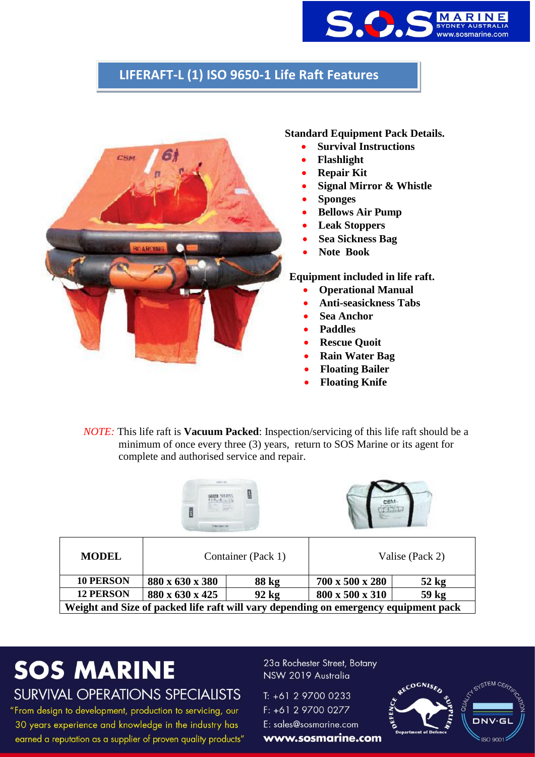# LIFERAFT-L (1) ISO 9650-1 Life Raft Features

**Standard Equipment Pack Details.**

- **Survival Instructions**
- **Flashlight**
- **Repair Kit**
- **Signal Mirror & Whistle**
- **Sponges**
- **Bellows Air Pump**
- **Leak Stoppers**
- **Sea Sickness Bag**
- **Note Book**

**Equipment included in life raft.**

- **Operational Manual**
- **Anti-seasickness Tabs**
- **Sea Anchor**
- **Paddles**
- **Rescue Quoit**
- **Rain Water Bag**
- **Floating Bailer**
- **Floating Knife**

*NOTE:* This life raft is **Vacuum Packed**: Inspection/servicing of this life raft should be a minimum of once every three (3) years, return to SOS Marine or its agent for complete and authorised service and repair.

| MODEL | Container (Pack 1) | | Valise (Pack 2) | |
|---|---|---|---|---|
| **10 PERSON** | **880 x 630 x 380** | **88 kg** | **700 x 500 x 280** | **52 kg** |
| **12 PERSON** | **880 x 630 x 425** | **92 kg** | **800 x 500 x 310** | **59 kg** |
| **Weight and Size of packed life raft will vary depending on emergency equipment pack** | | | | |

**SOS MARINE**

SURVIVAL OPERATIONS SPECIALISTS

"From design to development, production to servicing, our 30 years experience and knowledge in the industry has earned a reputation as a supplier of proven quality products"

23a Rochester Street, Botany
NSW 2019 Australia

T: +61 2 9700 0233
F: +61 2 9700 0277
E: sales@sosmarine.com
**www.sosmarine.com**